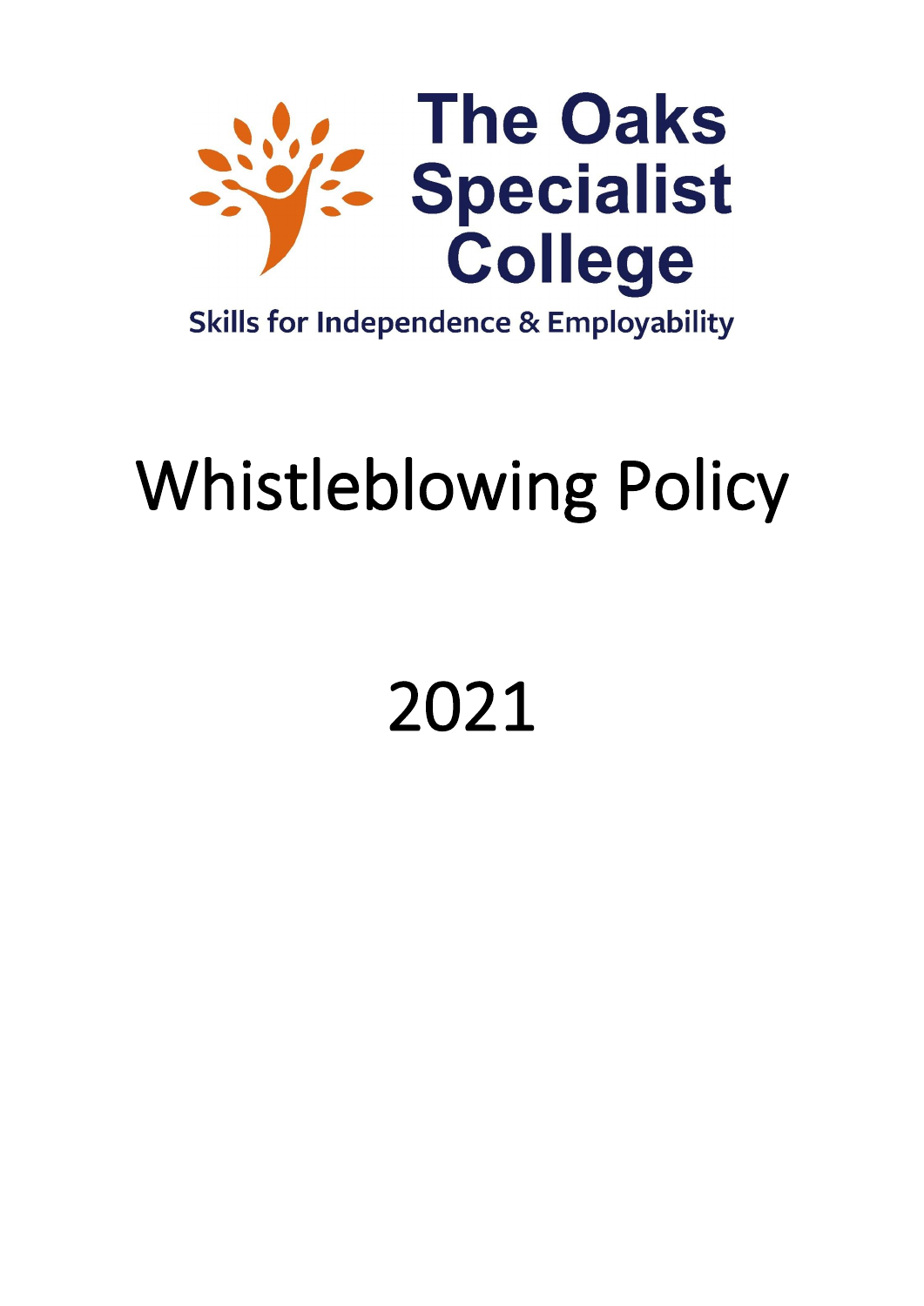The Oaks Specialist College

Skills for Independence & Employability

# Whistleblowing Policy

2021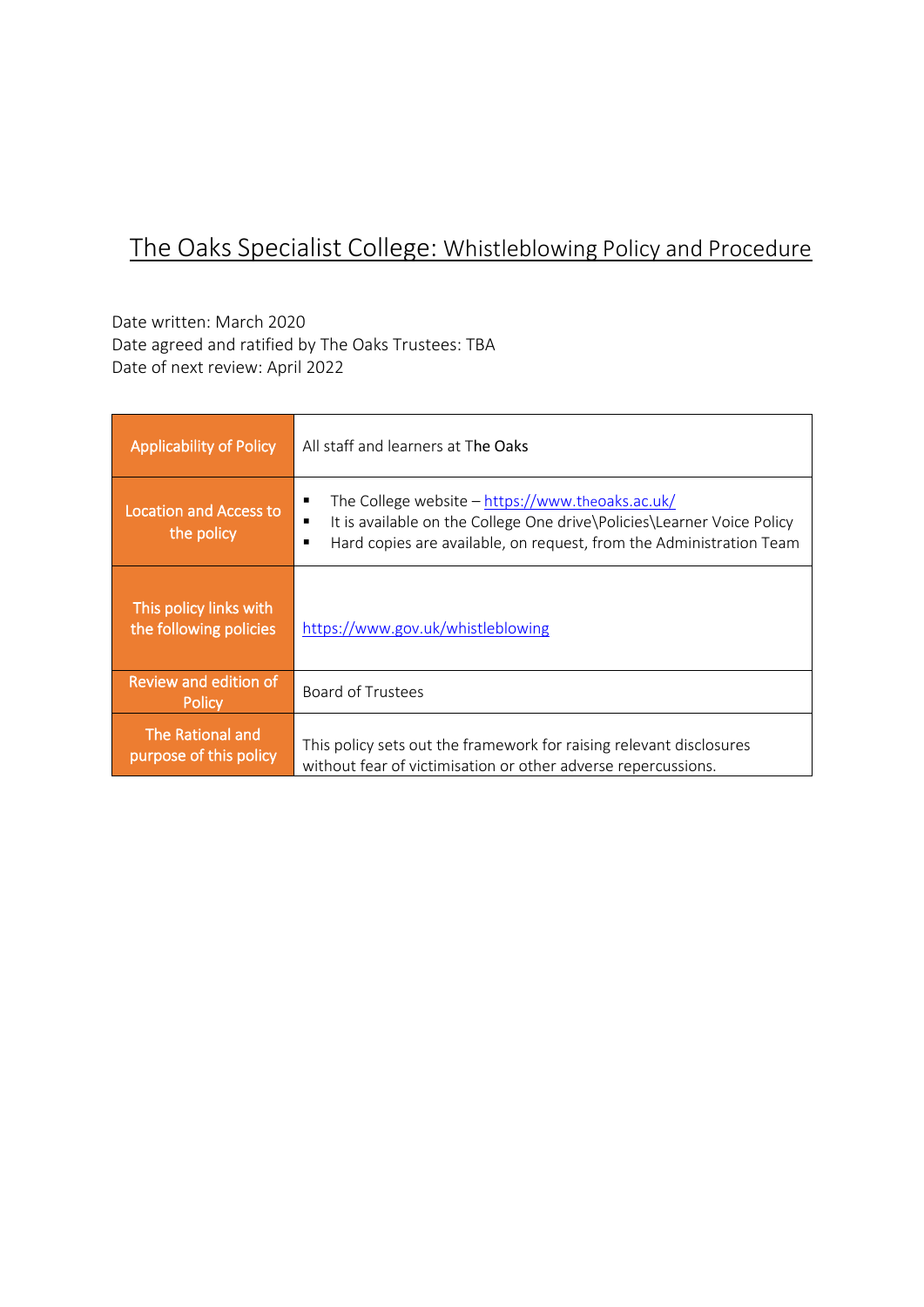# The Oaks Specialist College: Whistleblowing Policy and Procedure

Date written: March 2020
Date agreed and ratified by The Oaks Trustees: TBA
Date of next review: April 2022

| | |
|---|---|
| Applicability of Policy | All staff and learners at The Oaks |
| Location and Access to the policy | ▪ The College website – https://www.theoaks.ac.uk/<br>▪ It is available on the College One drive\Policies\Learner Voice Policy<br>▪ Hard copies are available, on request, from the Administration Team |
| This policy links with the following policies | https://www.gov.uk/whistleblowing |
| Review and edition of Policy | Board of Trustees |
| The Rational and purpose of this policy | This policy sets out the framework for raising relevant disclosures without fear of victimisation or other adverse repercussions. |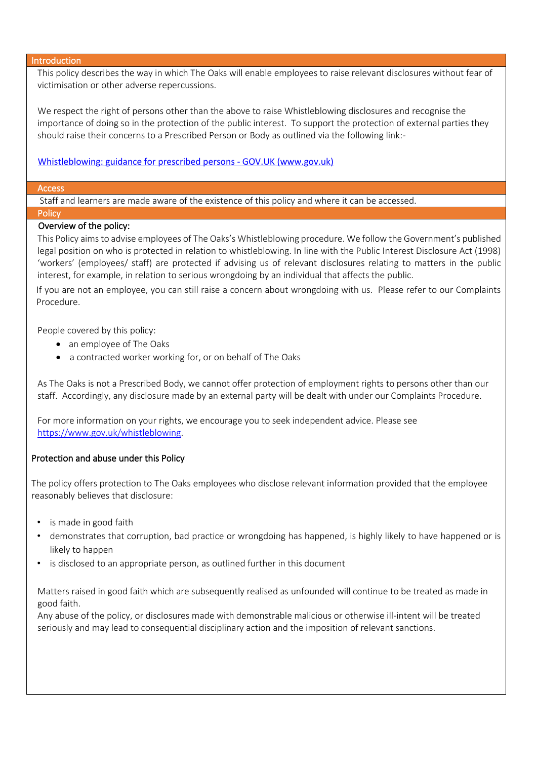## Introduction

This policy describes the way in which The Oaks will enable employees to raise relevant disclosures without fear of victimisation or other adverse repercussions.

We respect the right of persons other than the above to raise Whistleblowing disclosures and recognise the importance of doing so in the protection of the public interest. To support the protection of external parties they should raise their concerns to a Prescribed Person or Body as outlined via the following link:-

[Whistleblowing: guidance for prescribed persons - GOV.UK (www.gov.uk)](https://www.gov.uk)

## Access

Staff and learners are made aware of the existence of this policy and where it can be accessed.

## Policy

### Overview of the policy:

This Policy aims to advise employees of The Oaks's Whistleblowing procedure. We follow the Government's published legal position on who is protected in relation to whistleblowing. In line with the Public Interest Disclosure Act (1998) 'workers' (employees/ staff) are protected if advising us of relevant disclosures relating to matters in the public interest, for example, in relation to serious wrongdoing by an individual that affects the public.

If you are not an employee, you can still raise a concern about wrongdoing with us. Please refer to our Complaints Procedure.

People covered by this policy:

- an employee of The Oaks
- a contracted worker working for, or on behalf of The Oaks

As The Oaks is not a Prescribed Body, we cannot offer protection of employment rights to persons other than our staff. Accordingly, any disclosure made by an external party will be dealt with under our Complaints Procedure.

For more information on your rights, we encourage you to seek independent advice. Please see [https://www.gov.uk/whistleblowing](https://www.gov.uk/whistleblowing).

### Protection and abuse under this Policy

The policy offers protection to The Oaks employees who disclose relevant information provided that the employee reasonably believes that disclosure:

- is made in good faith
- demonstrates that corruption, bad practice or wrongdoing has happened, is highly likely to have happened or is likely to happen
- is disclosed to an appropriate person, as outlined further in this document

Matters raised in good faith which are subsequently realised as unfounded will continue to be treated as made in good faith.

Any abuse of the policy, or disclosures made with demonstrable malicious or otherwise ill-intent will be treated seriously and may lead to consequential disciplinary action and the imposition of relevant sanctions.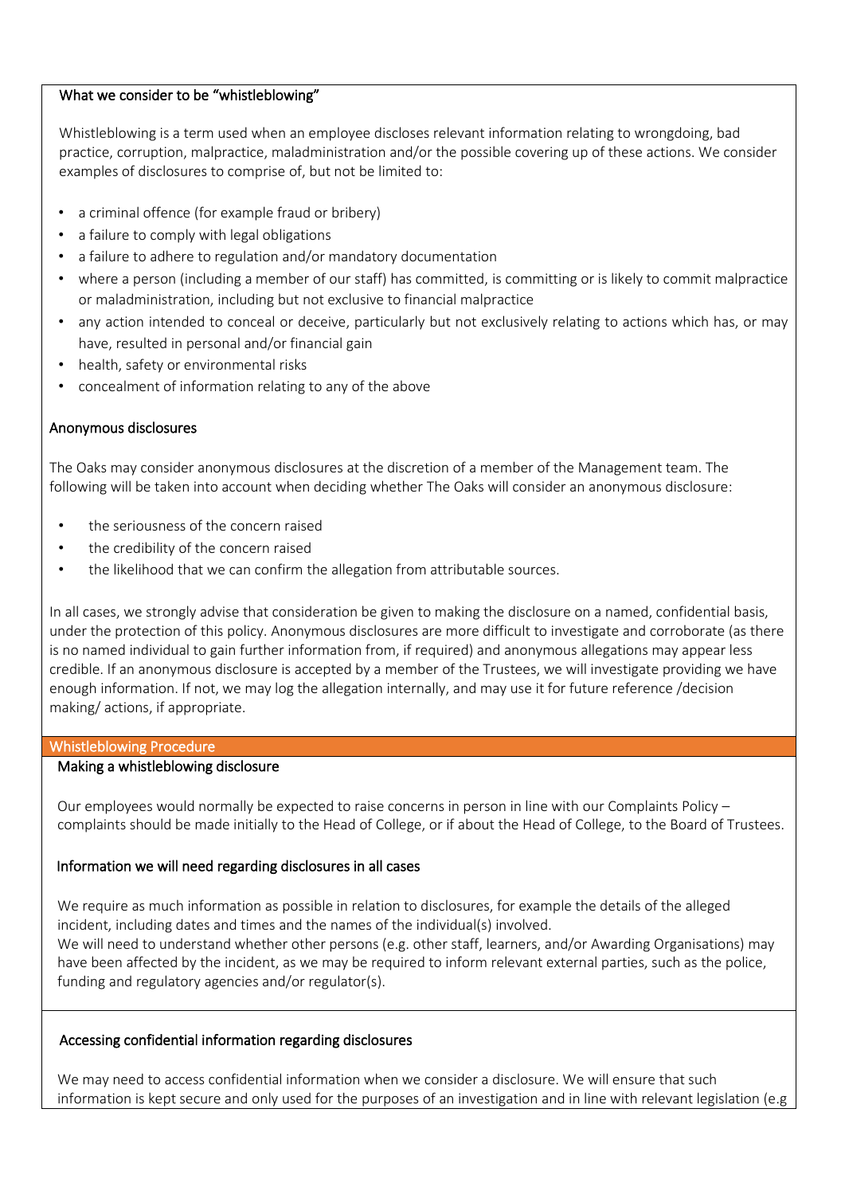### What we consider to be "whistleblowing"

Whistleblowing is a term used when an employee discloses relevant information relating to wrongdoing, bad practice, corruption, malpractice, maladministration and/or the possible covering up of these actions. We consider examples of disclosures to comprise of, but not be limited to:

- a criminal offence (for example fraud or bribery)
- a failure to comply with legal obligations
- a failure to adhere to regulation and/or mandatory documentation
- where a person (including a member of our staff) has committed, is committing or is likely to commit malpractice or maladministration, including but not exclusive to financial malpractice
- any action intended to conceal or deceive, particularly but not exclusively relating to actions which has, or may have, resulted in personal and/or financial gain
- health, safety or environmental risks
- concealment of information relating to any of the above

### Anonymous disclosures

The Oaks may consider anonymous disclosures at the discretion of a member of the Management team. The following will be taken into account when deciding whether The Oaks will consider an anonymous disclosure:

- the seriousness of the concern raised
- the credibility of the concern raised
- the likelihood that we can confirm the allegation from attributable sources.

In all cases, we strongly advise that consideration be given to making the disclosure on a named, confidential basis, under the protection of this policy. Anonymous disclosures are more difficult to investigate and corroborate (as there is no named individual to gain further information from, if required) and anonymous allegations may appear less credible. If an anonymous disclosure is accepted by a member of the Trustees, we will investigate providing we have enough information. If not, we may log the allegation internally, and may use it for future reference /decision making/ actions, if appropriate.

## Whistleblowing Procedure

### Making a whistleblowing disclosure

Our employees would normally be expected to raise concerns in person in line with our Complaints Policy – complaints should be made initially to the Head of College, or if about the Head of College, to the Board of Trustees.

### Information we will need regarding disclosures in all cases

We require as much information as possible in relation to disclosures, for example the details of the alleged incident, including dates and times and the names of the individual(s) involved.
We will need to understand whether other persons (e.g. other staff, learners, and/or Awarding Organisations) may have been affected by the incident, as we may be required to inform relevant external parties, such as the police, funding and regulatory agencies and/or regulator(s).

### Accessing confidential information regarding disclosures

We may need to access confidential information when we consider a disclosure. We will ensure that such information is kept secure and only used for the purposes of an investigation and in line with relevant legislation (e.g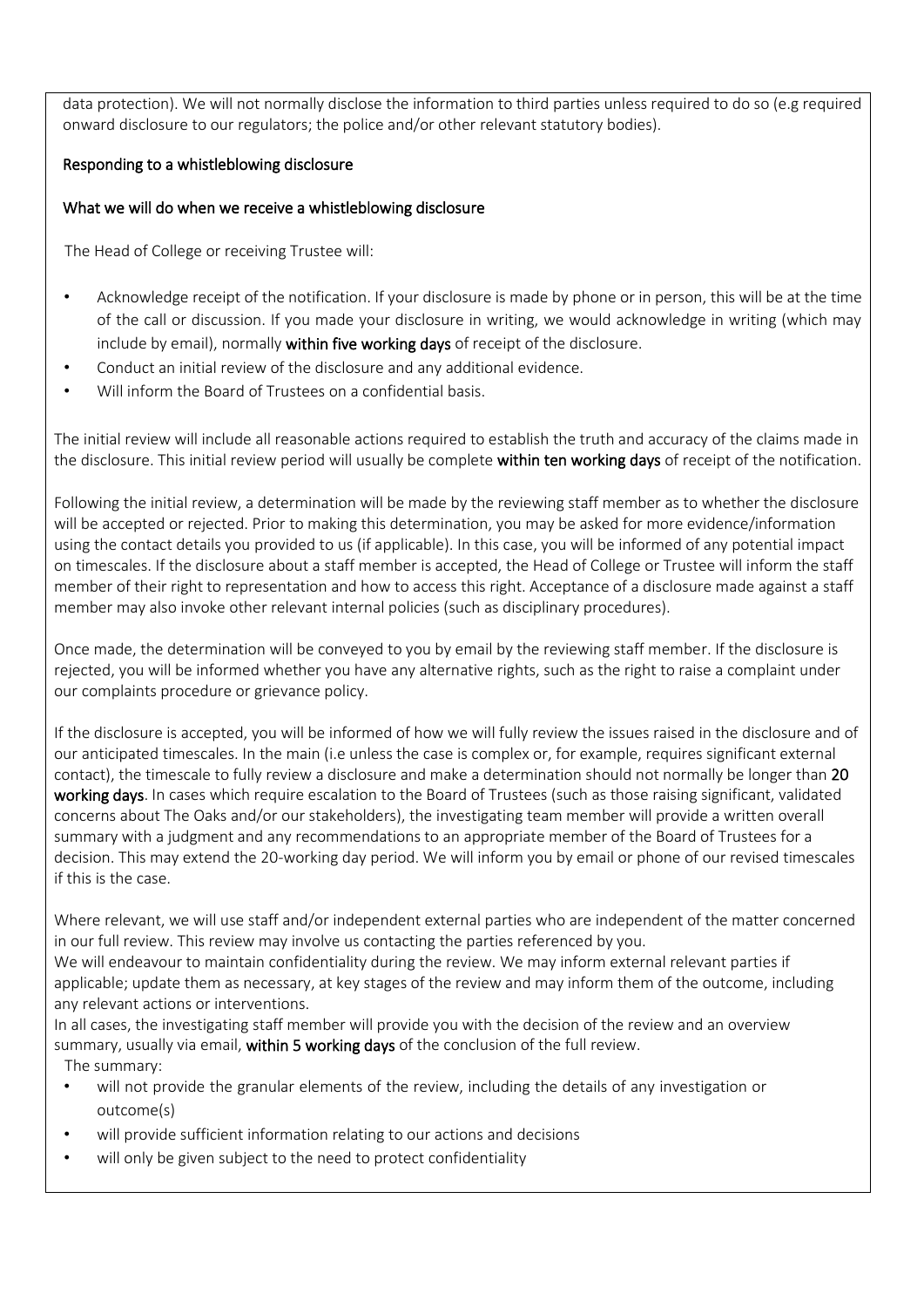data protection). We will not normally disclose the information to third parties unless required to do so (e.g required onward disclosure to our regulators; the police and/or other relevant statutory bodies).

### Responding to a whistleblowing disclosure

### What we will do when we receive a whistleblowing disclosure

The Head of College or receiving Trustee will:

- Acknowledge receipt of the notification. If your disclosure is made by phone or in person, this will be at the time of the call or discussion. If you made your disclosure in writing, we would acknowledge in writing (which may include by email), normally **within five working days** of receipt of the disclosure.
- Conduct an initial review of the disclosure and any additional evidence.
- Will inform the Board of Trustees on a confidential basis.

The initial review will include all reasonable actions required to establish the truth and accuracy of the claims made in the disclosure. This initial review period will usually be complete **within ten working days** of receipt of the notification.

Following the initial review, a determination will be made by the reviewing staff member as to whether the disclosure will be accepted or rejected. Prior to making this determination, you may be asked for more evidence/information using the contact details you provided to us (if applicable). In this case, you will be informed of any potential impact on timescales. If the disclosure about a staff member is accepted, the Head of College or Trustee will inform the staff member of their right to representation and how to access this right. Acceptance of a disclosure made against a staff member may also invoke other relevant internal policies (such as disciplinary procedures).

Once made, the determination will be conveyed to you by email by the reviewing staff member. If the disclosure is rejected, you will be informed whether you have any alternative rights, such as the right to raise a complaint under our complaints procedure or grievance policy.

If the disclosure is accepted, you will be informed of how we will fully review the issues raised in the disclosure and of our anticipated timescales. In the main (i.e unless the case is complex or, for example, requires significant external contact), the timescale to fully review a disclosure and make a determination should not normally be longer than **20 working days**. In cases which require escalation to the Board of Trustees (such as those raising significant, validated concerns about The Oaks and/or our stakeholders), the investigating team member will provide a written overall summary with a judgment and any recommendations to an appropriate member of the Board of Trustees for a decision. This may extend the 20-working day period. We will inform you by email or phone of our revised timescales if this is the case.

Where relevant, we will use staff and/or independent external parties who are independent of the matter concerned in our full review. This review may involve us contacting the parties referenced by you.

We will endeavour to maintain confidentiality during the review. We may inform external relevant parties if applicable; update them as necessary, at key stages of the review and may inform them of the outcome, including any relevant actions or interventions.

In all cases, the investigating staff member will provide you with the decision of the review and an overview summary, usually via email, **within 5 working days** of the conclusion of the full review.

The summary:

- will not provide the granular elements of the review, including the details of any investigation or outcome(s)
- will provide sufficient information relating to our actions and decisions
- will only be given subject to the need to protect confidentiality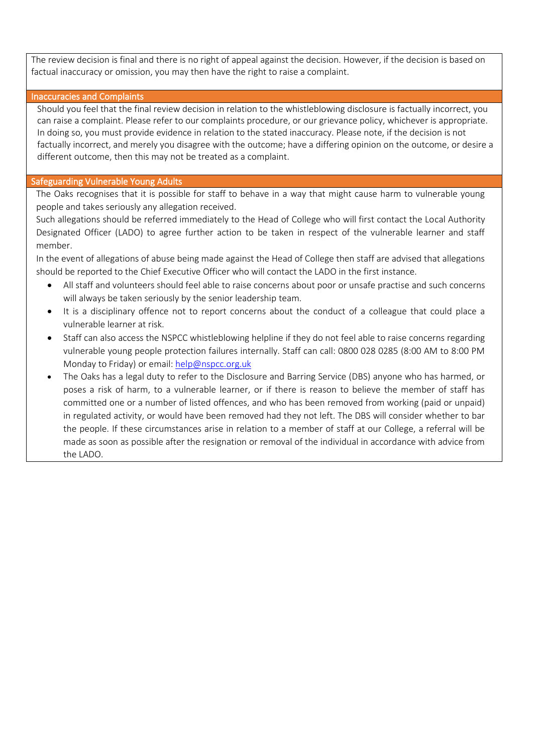The review decision is final and there is no right of appeal against the decision. However, if the decision is based on factual inaccuracy or omission, you may then have the right to raise a complaint.

## Inaccuracies and Complaints

Should you feel that the final review decision in relation to the whistleblowing disclosure is factually incorrect, you can raise a complaint. Please refer to our complaints procedure, or our grievance policy, whichever is appropriate. In doing so, you must provide evidence in relation to the stated inaccuracy. Please note, if the decision is not factually incorrect, and merely you disagree with the outcome; have a differing opinion on the outcome, or desire a different outcome, then this may not be treated as a complaint.

## Safeguarding Vulnerable Young Adults

The Oaks recognises that it is possible for staff to behave in a way that might cause harm to vulnerable young people and takes seriously any allegation received.

Such allegations should be referred immediately to the Head of College who will first contact the Local Authority Designated Officer (LADO) to agree further action to be taken in respect of the vulnerable learner and staff member.

In the event of allegations of abuse being made against the Head of College then staff are advised that allegations should be reported to the Chief Executive Officer who will contact the LADO in the first instance.

- All staff and volunteers should feel able to raise concerns about poor or unsafe practise and such concerns will always be taken seriously by the senior leadership team.
- It is a disciplinary offence not to report concerns about the conduct of a colleague that could place a vulnerable learner at risk.
- Staff can also access the NSPCC whistleblowing helpline if they do not feel able to raise concerns regarding vulnerable young people protection failures internally. Staff can call: 0800 028 0285 (8:00 AM to 8:00 PM Monday to Friday) or email: help@nspcc.org.uk
- The Oaks has a legal duty to refer to the Disclosure and Barring Service (DBS) anyone who has harmed, or poses a risk of harm, to a vulnerable learner, or if there is reason to believe the member of staff has committed one or a number of listed offences, and who has been removed from working (paid or unpaid) in regulated activity, or would have been removed had they not left. The DBS will consider whether to bar the people. If these circumstances arise in relation to a member of staff at our College, a referral will be made as soon as possible after the resignation or removal of the individual in accordance with advice from the LADO.